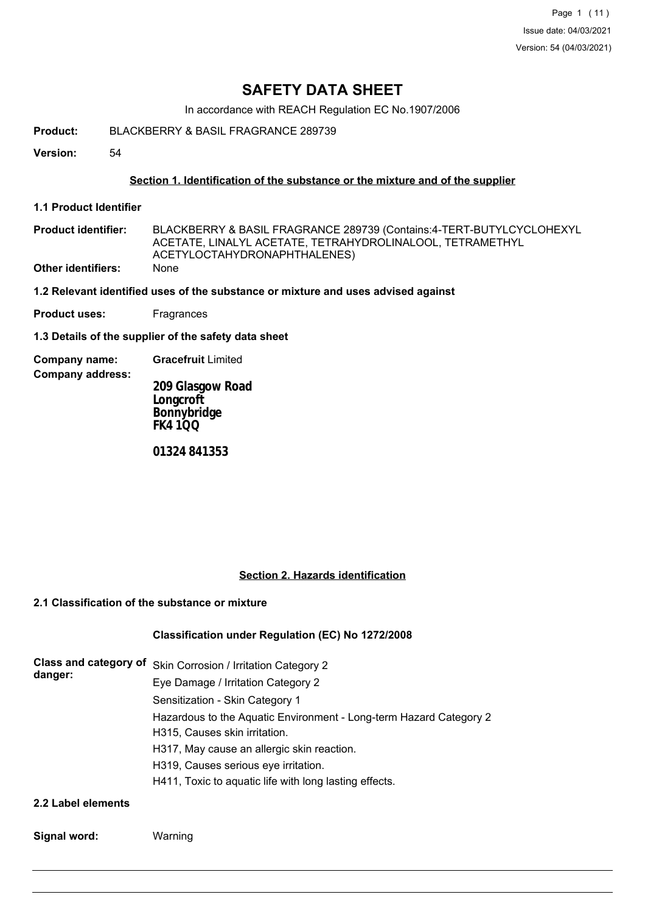# SAFETY DATA SHEET

In accordance with REACH Regulation EC No.1907/2006

**Product:** BLACKBERRY & BASIL FRAGRANCE 289739

**Version:** 54

## Section 1. Identification of the substance or the mixture and of the supplier

### 1.1 Product Identifier

**Product identifier:** BLACKBERRY & BASIL FRAGRANCE 289739 (Contains:4-TERT-BUTYLCYCLOHEXYL ACETATE, LINALYL ACETATE, TETRAHYDROLINALOOL, TETRAMETHYL ACETYLOCTAHYDRONAPHTHALENES)

**Other identifiers:** None

### 1.2 Relevant identified uses of the substance or mixture and uses advised against

**Product uses:** Fragrances

### 1.3 Details of the supplier of the safety data sheet

**Company name:** **Gracefruit** Limited

**Company address:**

**209 Glasgow Road**
**Longcroft**
**Bonnybridge**
**FK4 1QQ**

**01324 841353**

## Section 2. Hazards identification

### 2.1 Classification of the substance or mixture

**Classification under Regulation (EC) No 1272/2008**

**Class and category of danger:**

Skin Corrosion / Irritation Category 2
Eye Damage / Irritation Category 2
Sensitization - Skin Category 1
Hazardous to the Aquatic Environment - Long-term Hazard Category 2
H315, Causes skin irritation.
H317, May cause an allergic skin reaction.
H319, Causes serious eye irritation.
H411, Toxic to aquatic life with long lasting effects.

### 2.2 Label elements

**Signal word:** Warning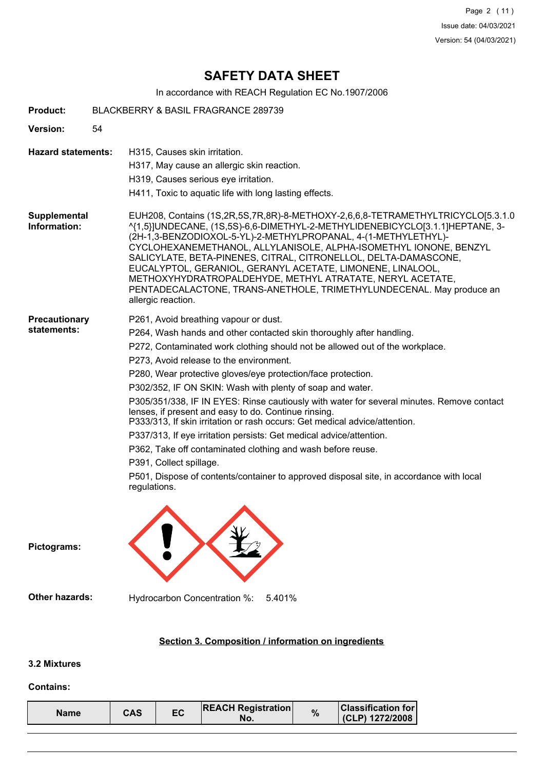# SAFETY DATA SHEET

In accordance with REACH Regulation EC No.1907/2006

**Product:** BLACKBERRY & BASIL FRAGRANCE 289739

**Version:** 54

**Hazard statements:**

H315, Causes skin irritation.

H317, May cause an allergic skin reaction.

H319, Causes serious eye irritation.

H411, Toxic to aquatic life with long lasting effects.

**Supplemental Information:**

EUH208, Contains (1S,2R,5S,7R,8R)-8-METHOXY-2,6,6,8-TETRAMETHYLTRICYCLO[5.3.1.0^{1,5}]UNDECANE, (1S,5S)-6,6-DIMETHYL-2-METHYLIDENEBICYCLO[3.1.1]HEPTANE, 3-(2H-1,3-BENZODIOXOL-5-YL)-2-METHYLPROPANAL, 4-(1-METHYLETHYL)-CYCLOHEXANEMETHANOL, ALLYLANISOLE, ALPHA-ISOMETHYL IONONE, BENZYL SALICYLATE, BETA-PINENES, CITRAL, CITRONELLOL, DELTA-DAMASCONE, EUCALYPTOL, GERANIOL, GERANYL ACETATE, LIMONENE, LINALOOL, METHOXYHYDRATROPALDEHYDE, METHYL ATRATATE, NERYL ACETATE, PENTADECALACTONE, TRANS-ANETHOLE, TRIMETHYLUNDECENAL. May produce an allergic reaction.

**Precautionary statements:**

P261, Avoid breathing vapour or dust.

P264, Wash hands and other contacted skin thoroughly after handling.

P272, Contaminated work clothing should not be allowed out of the workplace.

P273, Avoid release to the environment.

P280, Wear protective gloves/eye protection/face protection.

P302/352, IF ON SKIN: Wash with plenty of soap and water.

P305/351/338, IF IN EYES: Rinse cautiously with water for several minutes. Remove contact lenses, if present and easy to do. Continue rinsing.

P333/313, If skin irritation or rash occurs: Get medical advice/attention.

P337/313, If eye irritation persists: Get medical advice/attention.

P362, Take off contaminated clothing and wash before reuse.

P391, Collect spillage.

P501, Dispose of contents/container to approved disposal site, in accordance with local regulations.

**Pictograms:**

**Other hazards:** Hydrocarbon Concentration %: 5.401%

## Section 3. Composition / information on ingredients

### 3.2 Mixtures

**Contains:**

| Name | CAS | EC | REACH Registration No. | % | Classification for (CLP) 1272/2008 |
|---|---|---|---|---|---|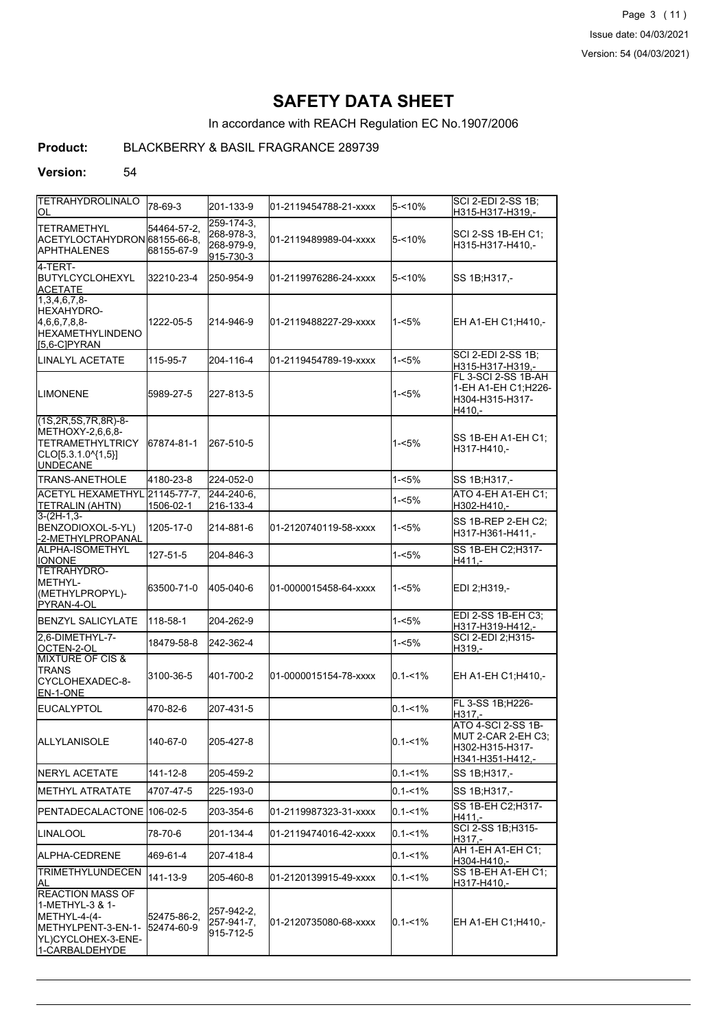# SAFETY DATA SHEET

In accordance with REACH Regulation EC No.1907/2006

**Product:** BLACKBERRY & BASIL FRAGRANCE 289739

**Version:** 54

| | | | | | |
|---|---|---|---|---|---|
| TETRAHYDROLINALOOL | 78-69-3 | 201-133-9 | 01-2119454788-21-xxxx | 5-<10% | SCI 2-EDI 2-SS 1B;H315-H317-H319,- |
| TETRAMETHYL ACETYLOCTAHYDRONAPHTHALENES | 54464-57-2, 68155-66-8, 68155-67-9 | 259-174-3, 268-978-3, 268-979-9, 915-730-3 | 01-2119489989-04-xxxx | 5-<10% | SCI 2-SS 1B-EH C1;H315-H317-H410,- |
| 4-TERT-BUTYLCYCLOHEXYL ACETATE | 32210-23-4 | 250-954-9 | 01-2119976286-24-xxxx | 5-<10% | SS 1B;H317,- |
| 1,3,4,6,7,8-HEXAHYDRO-4,6,6,7,8,8-HEXAMETHYLINDENO[5,6-C]PYRAN | 1222-05-5 | 214-946-9 | 01-2119488227-29-xxxx | 1-<5% | EH A1-EH C1;H410,- |
| LINALYL ACETATE | 115-95-7 | 204-116-4 | 01-2119454789-19-xxxx | 1-<5% | SCI 2-EDI 2-SS 1B;H315-H317-H319,- |
| LIMONENE | 5989-27-5 | 227-813-5 | | 1-<5% | FL 3-SCI 2-SS 1B-AH 1-EH A1-EH C1;H226-H304-H315-H317-H410,- |
| (1S,2R,5S,7R,8R)-8-METHOXY-2,6,6,8-TETRAMETHYLTRICYCLO[5.3.1.0^{1,5}]UNDECANE | 67874-81-1 | 267-510-5 | | 1-<5% | SS 1B-EH A1-EH C1;H317-H410,- |
| TRANS-ANETHOLE | 4180-23-8 | 224-052-0 | | 1-<5% | SS 1B;H317,- |
| ACETYL HEXAMETHYL TETRALIN (AHTN) | 21145-77-7, 1506-02-1 | 244-240-6, 216-133-4 | | 1-<5% | ATO 4-EH A1-EH C1;H302-H410,- |
| 3-(2H-1,3-BENZODIOXOL-5-YL)-2-METHYLPROPANAL | 1205-17-0 | 214-881-6 | 01-2120740119-58-xxxx | 1-<5% | SS 1B-REP 2-EH C2;H317-H361-H411,- |
| ALPHA-ISOMETHYL IONONE | 127-51-5 | 204-846-3 | | 1-<5% | SS 1B-EH C2;H317-H411,- |
| TETRAHYDRO-METHYL-(METHYLPROPYL)-PYRAN-4-OL | 63500-71-0 | 405-040-6 | 01-0000015458-64-xxxx | 1-<5% | EDI 2;H319,- |
| BENZYL SALICYLATE | 118-58-1 | 204-262-9 | | 1-<5% | EDI 2-SS 1B-EH C3;H317-H319-H412,- |
| 2,6-DIMETHYL-7-OCTEN-2-OL | 18479-58-8 | 242-362-4 | | 1-<5% | SCI 2-EDI 2;H315-H319,- |
| MIXTURE OF CIS & TRANS CYCLOHEXADEC-8-EN-1-ONE | 3100-36-5 | 401-700-2 | 01-0000015154-78-xxxx | 0.1-<1% | EH A1-EH C1;H410,- |
| EUCALYPTOL | 470-82-6 | 207-431-5 | | 0.1-<1% | FL 3-SS 1B;H226-H317,- |
| ALLYLANISOLE | 140-67-0 | 205-427-8 | | 0.1-<1% | ATO 4-SCI 2-SS 1B-MUT 2-CAR 2-EH C3;H302-H315-H317-H341-H351-H412,- |
| NERYL ACETATE | 141-12-8 | 205-459-2 | | 0.1-<1% | SS 1B;H317,- |
| METHYL ATRATATE | 4707-47-5 | 225-193-0 | | 0.1-<1% | SS 1B;H317,- |
| PENTADECALACTONE | 106-02-5 | 203-354-6 | 01-2119987323-31-xxxx | 0.1-<1% | SS 1B-EH C2;H317-H411,- |
| LINALOOL | 78-70-6 | 201-134-4 | 01-2119474016-42-xxxx | 0.1-<1% | SCI 2-SS 1B;H315-H317,- |
| ALPHA-CEDRENE | 469-61-4 | 207-418-4 | | 0.1-<1% | AH 1-EH A1-EH C1;H304-H410,- |
| TRIMETHYLUNDECENAL | 141-13-9 | 205-460-8 | 01-2120139915-49-xxxx | 0.1-<1% | SS 1B-EH A1-EH C1;H317-H410,- |
| REACTION MASS OF 1-METHYL-3 & 1-METHYL-4-(4-METHYLPENT-3-EN-1-YL)CYCLOHEX-3-ENE-1-CARBALDEHYDE | 52475-86-2, 52474-60-9 | 257-942-2, 257-941-7, 915-712-5 | 01-2120735080-68-xxxx | 0.1-<1% | EH A1-EH C1;H410,- |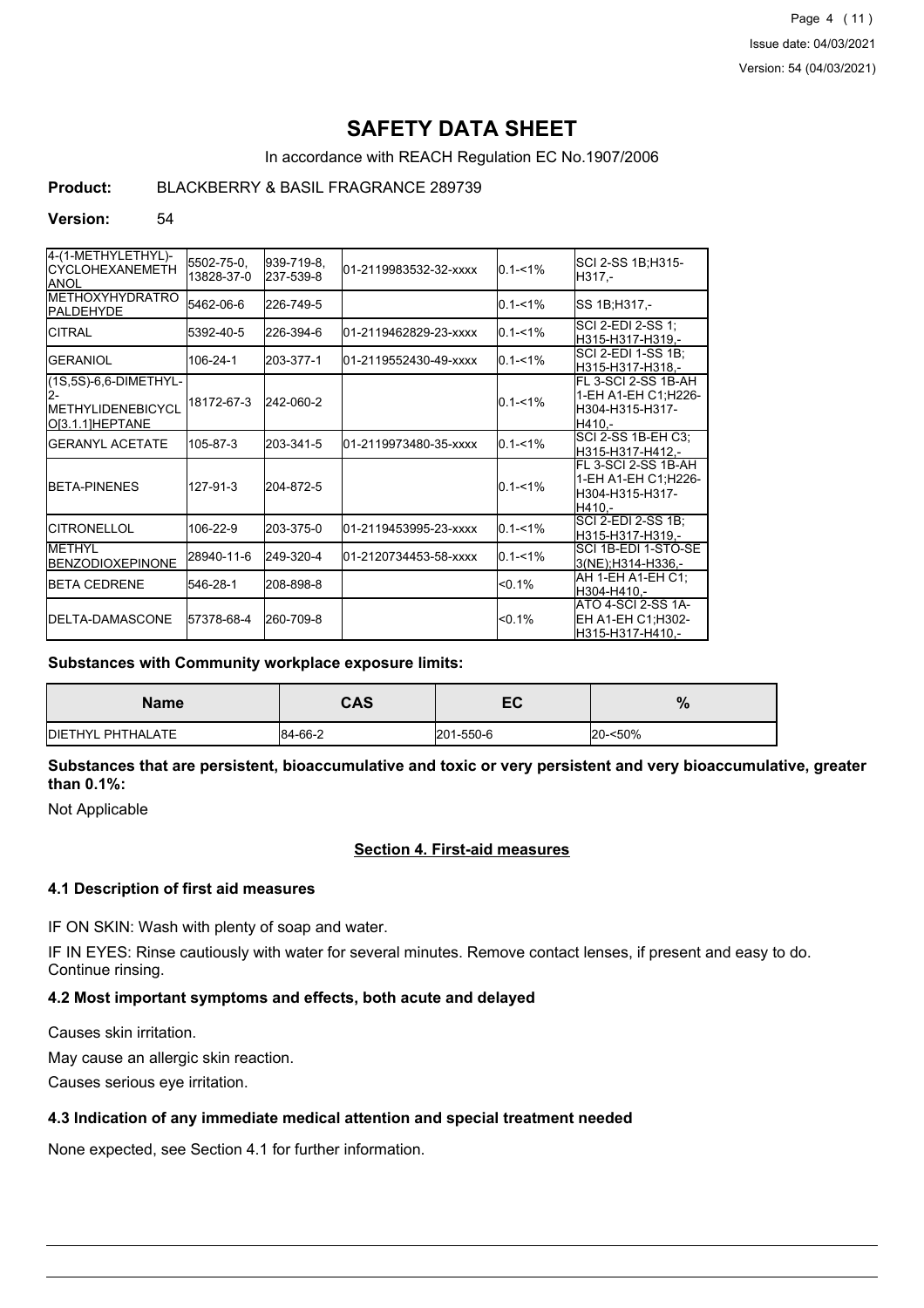# SAFETY DATA SHEET

In accordance with REACH Regulation EC No.1907/2006

**Product:** BLACKBERRY & BASIL FRAGRANCE 289739

**Version:** 54

| | | | | | |
|---|---|---|---|---|---|
| 4-(1-METHYLETHYL)-CYCLOHEXANEMETHANOL | 5502-75-0, 13828-37-0 | 939-719-8, 237-539-8 | 01-2119983532-32-xxxx | 0.1-<1% | SCI 2-SS 1B;H315-H317,- |
| METHOXYHYDRATROPALDEHYDE | 5462-06-6 | 226-749-5 | | 0.1-<1% | SS 1B;H317,- |
| CITRAL | 5392-40-5 | 226-394-6 | 01-2119462829-23-xxxx | 0.1-<1% | SCI 2-EDI 2-SS 1;H315-H317-H319,- |
| GERANIOL | 106-24-1 | 203-377-1 | 01-2119552430-49-xxxx | 0.1-<1% | SCI 2-EDI 1-SS 1B;H315-H317-H318,- |
| (1S,5S)-6,6-DIMETHYL-2-METHYLIDENEBICYCLO[3.1.1]HEPTANE | 18172-67-3 | 242-060-2 | | 0.1-<1% | FL 3-SCI 2-SS 1B-AH 1-EH A1-EH C1;H226-H304-H315-H317-H410,- |
| GERANYL ACETATE | 105-87-3 | 203-341-5 | 01-2119973480-35-xxxx | 0.1-<1% | SCI 2-SS 1B-EH C3;H315-H317-H412,- |
| BETA-PINENES | 127-91-3 | 204-872-5 | | 0.1-<1% | FL 3-SCI 2-SS 1B-AH 1-EH A1-EH C1;H226-H304-H315-H317-H410,- |
| CITRONELLOL | 106-22-9 | 203-375-0 | 01-2119453995-23-xxxx | 0.1-<1% | SCI 2-EDI 2-SS 1B;H315-H317-H319,- |
| METHYL BENZODIOXEPINONE | 28940-11-6 | 249-320-4 | 01-2120734453-58-xxxx | 0.1-<1% | SCI 1B-EDI 1-STO-SE 3(NE);H314-H336,- |
| BETA CEDRENE | 546-28-1 | 208-898-8 | | <0.1% | AH 1-EH A1-EH C1;H304-H410,- |
| DELTA-DAMASCONE | 57378-68-4 | 260-709-8 | | <0.1% | ATO 4-SCI 2-SS 1A-EH A1-EH C1;H302-H315-H317-H410,- |

**Substances with Community workplace exposure limits:**

| Name | CAS | EC | % |
|---|---|---|---|
| DIETHYL PHTHALATE | 84-66-2 | 201-550-6 | 20-<50% |

**Substances that are persistent, bioaccumulative and toxic or very persistent and very bioaccumulative, greater than 0.1%:**

Not Applicable

## Section 4. First-aid measures

### 4.1 Description of first aid measures

IF ON SKIN: Wash with plenty of soap and water.

IF IN EYES: Rinse cautiously with water for several minutes. Remove contact lenses, if present and easy to do. Continue rinsing.

### 4.2 Most important symptoms and effects, both acute and delayed

Causes skin irritation.

May cause an allergic skin reaction.

Causes serious eye irritation.

### 4.3 Indication of any immediate medical attention and special treatment needed

None expected, see Section 4.1 for further information.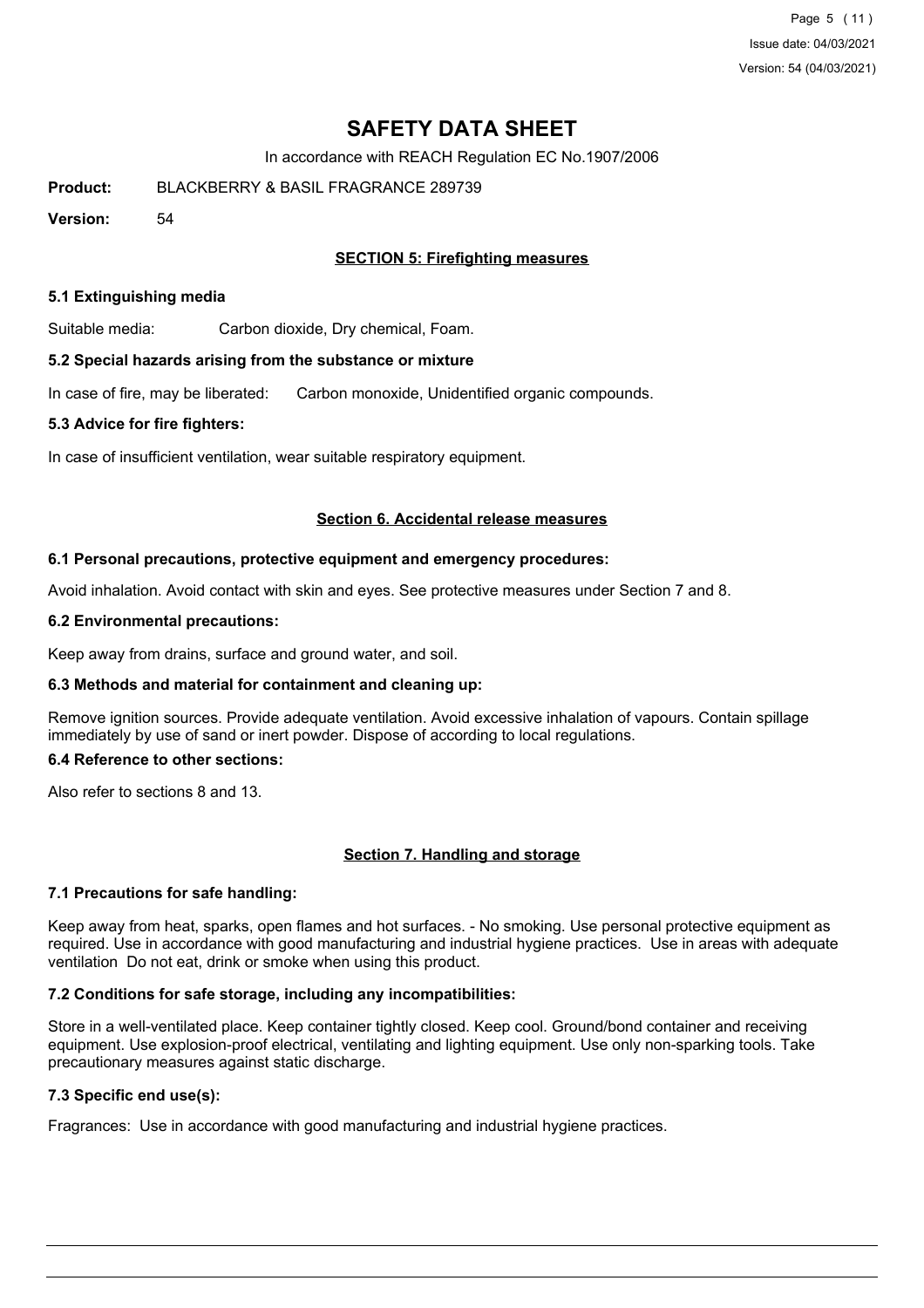# SAFETY DATA SHEET

In accordance with REACH Regulation EC No.1907/2006

**Product:** BLACKBERRY & BASIL FRAGRANCE 289739

**Version:** 54

## SECTION 5: Firefighting measures

### 5.1 Extinguishing media

Suitable media: Carbon dioxide, Dry chemical, Foam.

### 5.2 Special hazards arising from the substance or mixture

In case of fire, may be liberated: Carbon monoxide, Unidentified organic compounds.

### 5.3 Advice for fire fighters:

In case of insufficient ventilation, wear suitable respiratory equipment.

## Section 6. Accidental release measures

### 6.1 Personal precautions, protective equipment and emergency procedures:

Avoid inhalation. Avoid contact with skin and eyes. See protective measures under Section 7 and 8.

### 6.2 Environmental precautions:

Keep away from drains, surface and ground water, and soil.

### 6.3 Methods and material for containment and cleaning up:

Remove ignition sources. Provide adequate ventilation. Avoid excessive inhalation of vapours. Contain spillage immediately by use of sand or inert powder. Dispose of according to local regulations.

### 6.4 Reference to other sections:

Also refer to sections 8 and 13.

## Section 7. Handling and storage

### 7.1 Precautions for safe handling:

Keep away from heat, sparks, open flames and hot surfaces. - No smoking. Use personal protective equipment as required. Use in accordance with good manufacturing and industrial hygiene practices. Use in areas with adequate ventilation Do not eat, drink or smoke when using this product.

### 7.2 Conditions for safe storage, including any incompatibilities:

Store in a well-ventilated place. Keep container tightly closed. Keep cool. Ground/bond container and receiving equipment. Use explosion-proof electrical, ventilating and lighting equipment. Use only non-sparking tools. Take precautionary measures against static discharge.

### 7.3 Specific end use(s):

Fragrances: Use in accordance with good manufacturing and industrial hygiene practices.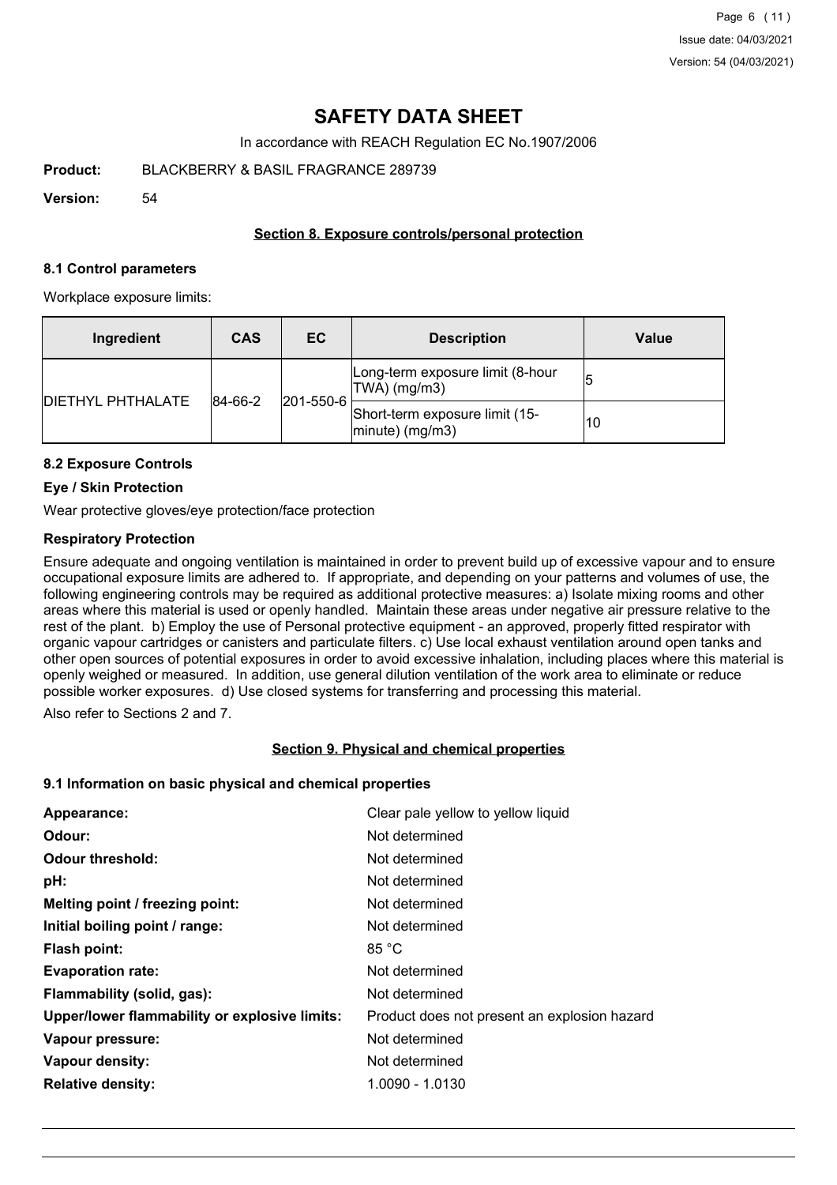# SAFETY DATA SHEET

In accordance with REACH Regulation EC No.1907/2006

**Product:** BLACKBERRY & BASIL FRAGRANCE 289739

**Version:** 54

## Section 8. Exposure controls/personal protection

### 8.1 Control parameters

Workplace exposure limits:

| Ingredient | CAS | EC | Description | Value |
|---|---|---|---|---|
| DIETHYL PHTHALATE | 84-66-2 | 201-550-6 | Long-term exposure limit (8-hour TWA) (mg/m3) | 5 |
| | | | Short-term exposure limit (15-minute) (mg/m3) | 10 |

### 8.2 Exposure Controls

**Eye / Skin Protection**

Wear protective gloves/eye protection/face protection

**Respiratory Protection**

Ensure adequate and ongoing ventilation is maintained in order to prevent build up of excessive vapour and to ensure occupational exposure limits are adhered to. If appropriate, and depending on your patterns and volumes of use, the following engineering controls may be required as additional protective measures: a) Isolate mixing rooms and other areas where this material is used or openly handled. Maintain these areas under negative air pressure relative to the rest of the plant. b) Employ the use of Personal protective equipment - an approved, properly fitted respirator with organic vapour cartridges or canisters and particulate filters. c) Use local exhaust ventilation around open tanks and other open sources of potential exposures in order to avoid excessive inhalation, including places where this material is openly weighed or measured. In addition, use general dilution ventilation of the work area to eliminate or reduce possible worker exposures. d) Use closed systems for transferring and processing this material.

Also refer to Sections 2 and 7.

## Section 9. Physical and chemical properties

### 9.1 Information on basic physical and chemical properties

**Appearance:** Clear pale yellow to yellow liquid

**Odour:** Not determined

**Odour threshold:** Not determined

**pH:** Not determined

**Melting point / freezing point:** Not determined

**Initial boiling point / range:** Not determined

**Flash point:** 85 °C

**Evaporation rate:** Not determined

**Flammability (solid, gas):** Not determined

**Upper/lower flammability or explosive limits:** Product does not present an explosion hazard

**Vapour pressure:** Not determined

**Vapour density:** Not determined

**Relative density:** 1.0090 - 1.0130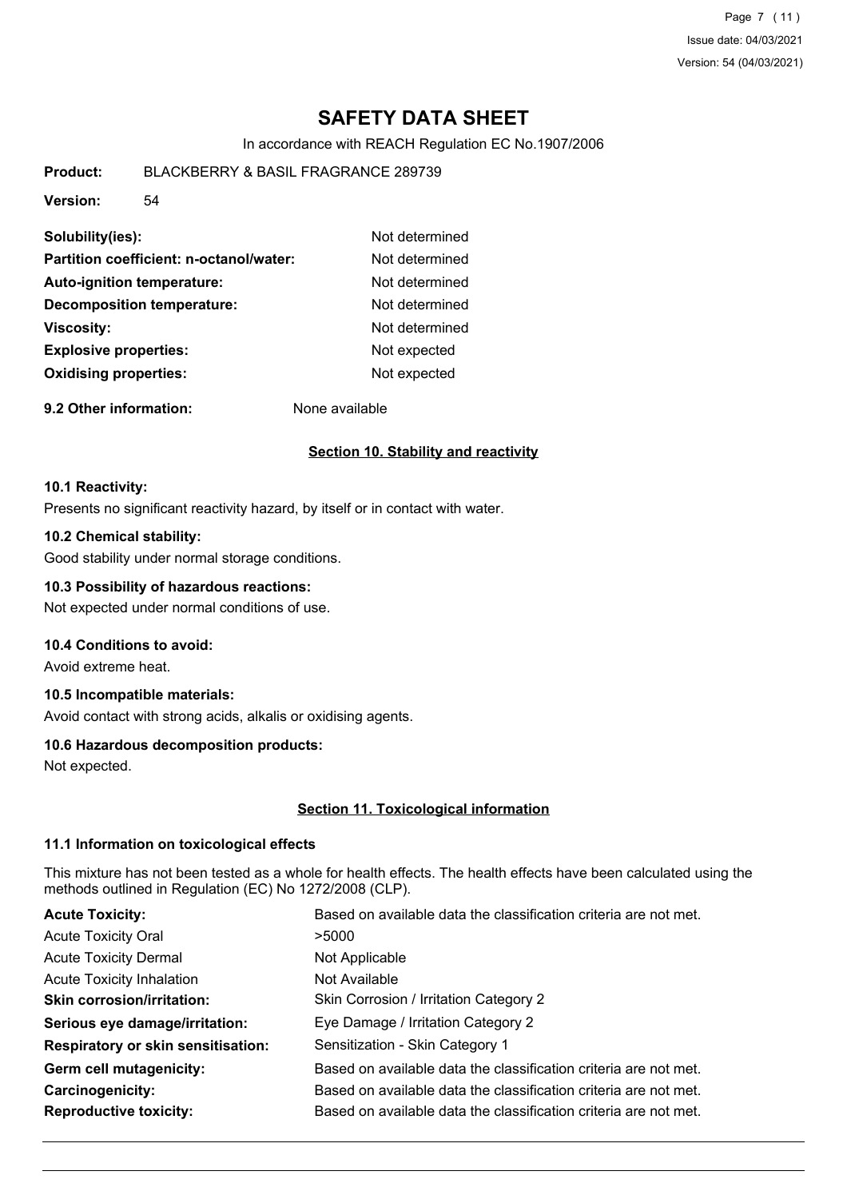# SAFETY DATA SHEET

In accordance with REACH Regulation EC No.1907/2006

**Product:** BLACKBERRY & BASIL FRAGRANCE 289739

**Version:** 54

| | |
|---|---|
| **Solubility(ies):** | Not determined |
| **Partition coefficient: n-octanol/water:** | Not determined |
| **Auto-ignition temperature:** | Not determined |
| **Decomposition temperature:** | Not determined |
| **Viscosity:** | Not determined |
| **Explosive properties:** | Not expected |
| **Oxidising properties:** | Not expected |

**9.2 Other information:** None available

## Section 10. Stability and reactivity

### 10.1 Reactivity:

Presents no significant reactivity hazard, by itself or in contact with water.

### 10.2 Chemical stability:

Good stability under normal storage conditions.

### 10.3 Possibility of hazardous reactions:

Not expected under normal conditions of use.

### 10.4 Conditions to avoid:

Avoid extreme heat.

### 10.5 Incompatible materials:

Avoid contact with strong acids, alkalis or oxidising agents.

### 10.6 Hazardous decomposition products:

Not expected.

## Section 11. Toxicological information

### 11.1 Information on toxicological effects

This mixture has not been tested as a whole for health effects. The health effects have been calculated using the methods outlined in Regulation (EC) No 1272/2008 (CLP).

| | |
|---|---|
| **Acute Toxicity:** | Based on available data the classification criteria are not met. |
| Acute Toxicity Oral | >5000 |
| Acute Toxicity Dermal | Not Applicable |
| Acute Toxicity Inhalation | Not Available |
| **Skin corrosion/irritation:** | Skin Corrosion / Irritation Category 2 |
| **Serious eye damage/irritation:** | Eye Damage / Irritation Category 2 |
| **Respiratory or skin sensitisation:** | Sensitization - Skin Category 1 |
| **Germ cell mutagenicity:** | Based on available data the classification criteria are not met. |
| **Carcinogenicity:** | Based on available data the classification criteria are not met. |
| **Reproductive toxicity:** | Based on available data the classification criteria are not met. |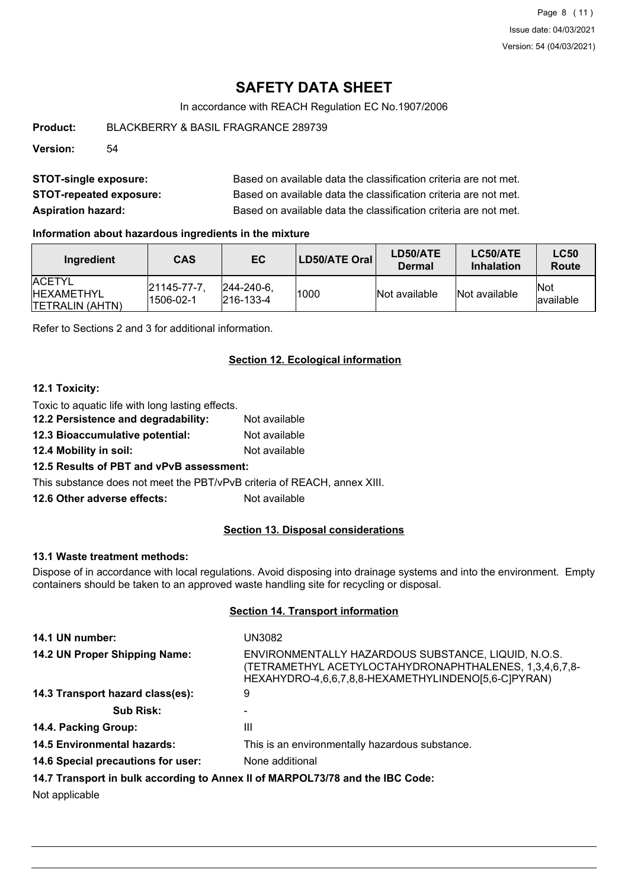# SAFETY DATA SHEET

In accordance with REACH Regulation EC No.1907/2006

**Product:** BLACKBERRY & BASIL FRAGRANCE 289739

**Version:** 54

**STOT-single exposure:** Based on available data the classification criteria are not met.

**STOT-repeated exposure:** Based on available data the classification criteria are not met.

**Aspiration hazard:** Based on available data the classification criteria are not met.

### Information about hazardous ingredients in the mixture

| Ingredient | CAS | EC | LD50/ATE Oral | LD50/ATE Dermal | LC50/ATE Inhalation | LC50 Route |
|---|---|---|---|---|---|---|
| ACETYL HEXAMETHYL TETRALIN (AHTN) | 21145-77-7, 1506-02-1 | 244-240-6, 216-133-4 | 1000 | Not available | Not available | Not available |

Refer to Sections 2 and 3 for additional information.

## Section 12. Ecological information

### 12.1 Toxicity:

Toxic to aquatic life with long lasting effects.

**12.2 Persistence and degradability:** Not available

**12.3 Bioaccumulative potential:** Not available

**12.4 Mobility in soil:** Not available

**12.5 Results of PBT and vPvB assessment:**

This substance does not meet the PBT/vPvB criteria of REACH, annex XIII.

**12.6 Other adverse effects:** Not available

## Section 13. Disposal considerations

### 13.1 Waste treatment methods:

Dispose of in accordance with local regulations. Avoid disposing into drainage systems and into the environment. Empty containers should be taken to an approved waste handling site for recycling or disposal.

## Section 14. Transport information

**14.1 UN number:** UN3082

**14.2 UN Proper Shipping Name:** ENVIRONMENTALLY HAZARDOUS SUBSTANCE, LIQUID, N.O.S. (TETRAMETHYL ACETYLOCTAHYDRONAPHTHALENES, 1,3,4,6,7,8-HEXAHYDRO-4,6,6,7,8,8-HEXAMETHYLINDENO[5,6-C]PYRAN)

**14.3 Transport hazard class(es):** 9

**Sub Risk:** -

**14.4. Packing Group:** III

**14.5 Environmental hazards:** This is an environmentally hazardous substance.

**14.6 Special precautions for user:** None additional

**14.7 Transport in bulk according to Annex II of MARPOL73/78 and the IBC Code:**

Not applicable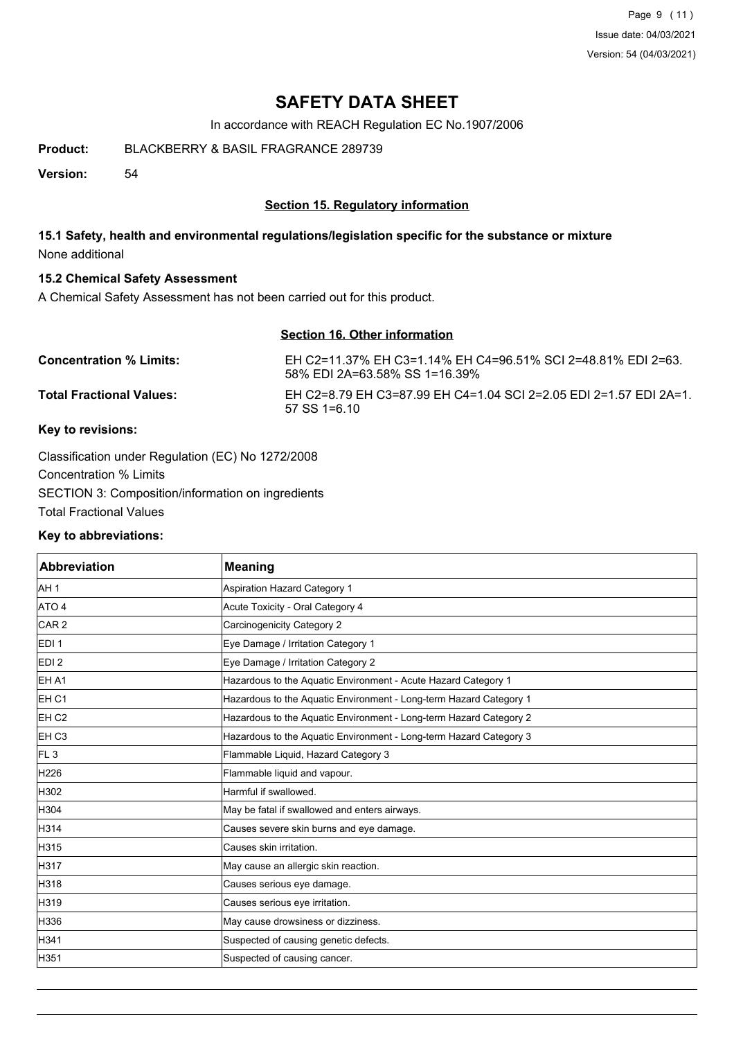# SAFETY DATA SHEET

In accordance with REACH Regulation EC No.1907/2006

**Product:** BLACKBERRY & BASIL FRAGRANCE 289739

**Version:** 54

## Section 15. Regulatory information

### 15.1 Safety, health and environmental regulations/legislation specific for the substance or mixture

None additional

### 15.2 Chemical Safety Assessment

A Chemical Safety Assessment has not been carried out for this product.

## Section 16. Other information

**Concentration % Limits:** EH C2=11.37% EH C3=1.14% EH C4=96.51% SCI 2=48.81% EDI 2=63.58% EDI 2A=63.58% SS 1=16.39%

**Total Fractional Values:** EH C2=8.79 EH C3=87.99 EH C4=1.04 SCI 2=2.05 EDI 2=1.57 EDI 2A=1.57 SS 1=6.10

**Key to revisions:**

Classification under Regulation (EC) No 1272/2008

Concentration % Limits

SECTION 3: Composition/information on ingredients

Total Fractional Values

**Key to abbreviations:**

| Abbreviation | Meaning |
|---|---|
| AH 1 | Aspiration Hazard Category 1 |
| ATO 4 | Acute Toxicity - Oral Category 4 |
| CAR 2 | Carcinogenicity Category 2 |
| EDI 1 | Eye Damage / Irritation Category 1 |
| EDI 2 | Eye Damage / Irritation Category 2 |
| EH A1 | Hazardous to the Aquatic Environment - Acute Hazard Category 1 |
| EH C1 | Hazardous to the Aquatic Environment - Long-term Hazard Category 1 |
| EH C2 | Hazardous to the Aquatic Environment - Long-term Hazard Category 2 |
| EH C3 | Hazardous to the Aquatic Environment - Long-term Hazard Category 3 |
| FL 3 | Flammable Liquid, Hazard Category 3 |
| H226 | Flammable liquid and vapour. |
| H302 | Harmful if swallowed. |
| H304 | May be fatal if swallowed and enters airways. |
| H314 | Causes severe skin burns and eye damage. |
| H315 | Causes skin irritation. |
| H317 | May cause an allergic skin reaction. |
| H318 | Causes serious eye damage. |
| H319 | Causes serious eye irritation. |
| H336 | May cause drowsiness or dizziness. |
| H341 | Suspected of causing genetic defects. |
| H351 | Suspected of causing cancer. |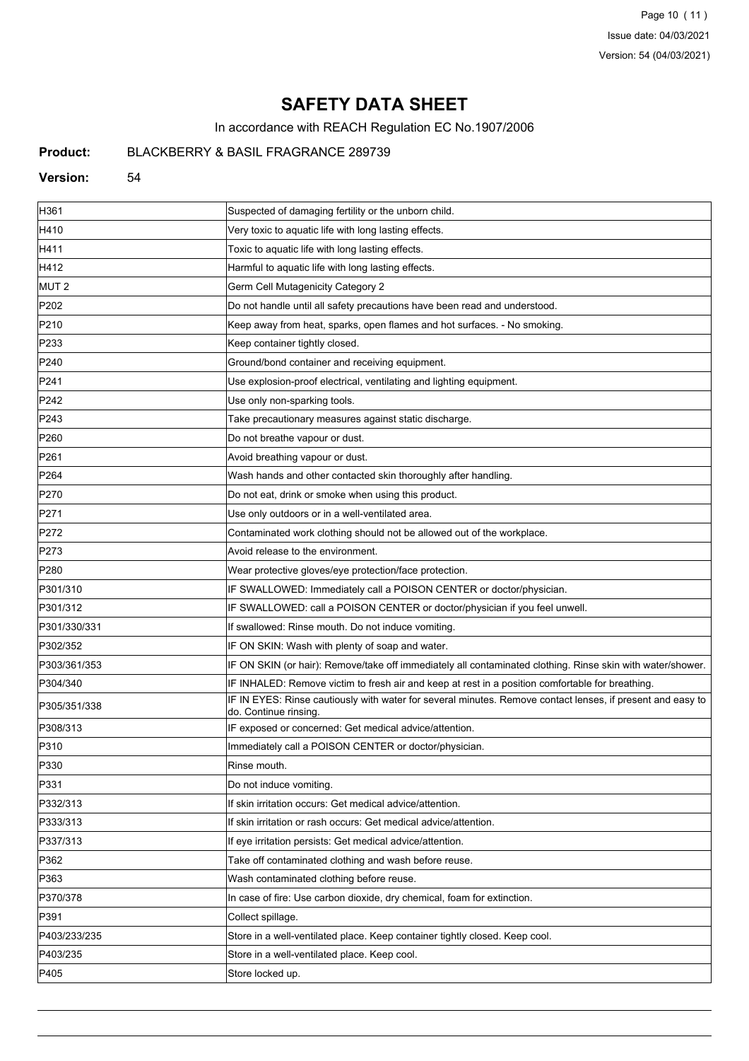# SAFETY DATA SHEET

In accordance with REACH Regulation EC No.1907/2006

**Product:** BLACKBERRY & BASIL FRAGRANCE 289739

**Version:** 54

| | |
|---|---|
| H361 | Suspected of damaging fertility or the unborn child. |
| H410 | Very toxic to aquatic life with long lasting effects. |
| H411 | Toxic to aquatic life with long lasting effects. |
| H412 | Harmful to aquatic life with long lasting effects. |
| MUT 2 | Germ Cell Mutagenicity Category 2 |
| P202 | Do not handle until all safety precautions have been read and understood. |
| P210 | Keep away from heat, sparks, open flames and hot surfaces. - No smoking. |
| P233 | Keep container tightly closed. |
| P240 | Ground/bond container and receiving equipment. |
| P241 | Use explosion-proof electrical, ventilating and lighting equipment. |
| P242 | Use only non-sparking tools. |
| P243 | Take precautionary measures against static discharge. |
| P260 | Do not breathe vapour or dust. |
| P261 | Avoid breathing vapour or dust. |
| P264 | Wash hands and other contacted skin thoroughly after handling. |
| P270 | Do not eat, drink or smoke when using this product. |
| P271 | Use only outdoors or in a well-ventilated area. |
| P272 | Contaminated work clothing should not be allowed out of the workplace. |
| P273 | Avoid release to the environment. |
| P280 | Wear protective gloves/eye protection/face protection. |
| P301/310 | IF SWALLOWED: Immediately call a POISON CENTER or doctor/physician. |
| P301/312 | IF SWALLOWED: call a POISON CENTER or doctor/physician if you feel unwell. |
| P301/330/331 | If swallowed: Rinse mouth. Do not induce vomiting. |
| P302/352 | IF ON SKIN: Wash with plenty of soap and water. |
| P303/361/353 | IF ON SKIN (or hair): Remove/take off immediately all contaminated clothing. Rinse skin with water/shower. |
| P304/340 | IF INHALED: Remove victim to fresh air and keep at rest in a position comfortable for breathing. |
| P305/351/338 | IF IN EYES: Rinse cautiously with water for several minutes. Remove contact lenses, if present and easy to do. Continue rinsing. |
| P308/313 | IF exposed or concerned: Get medical advice/attention. |
| P310 | Immediately call a POISON CENTER or doctor/physician. |
| P330 | Rinse mouth. |
| P331 | Do not induce vomiting. |
| P332/313 | If skin irritation occurs: Get medical advice/attention. |
| P333/313 | If skin irritation or rash occurs: Get medical advice/attention. |
| P337/313 | If eye irritation persists: Get medical advice/attention. |
| P362 | Take off contaminated clothing and wash before reuse. |
| P363 | Wash contaminated clothing before reuse. |
| P370/378 | In case of fire: Use carbon dioxide, dry chemical, foam for extinction. |
| P391 | Collect spillage. |
| P403/233/235 | Store in a well-ventilated place. Keep container tightly closed. Keep cool. |
| P403/235 | Store in a well-ventilated place. Keep cool. |
| P405 | Store locked up. |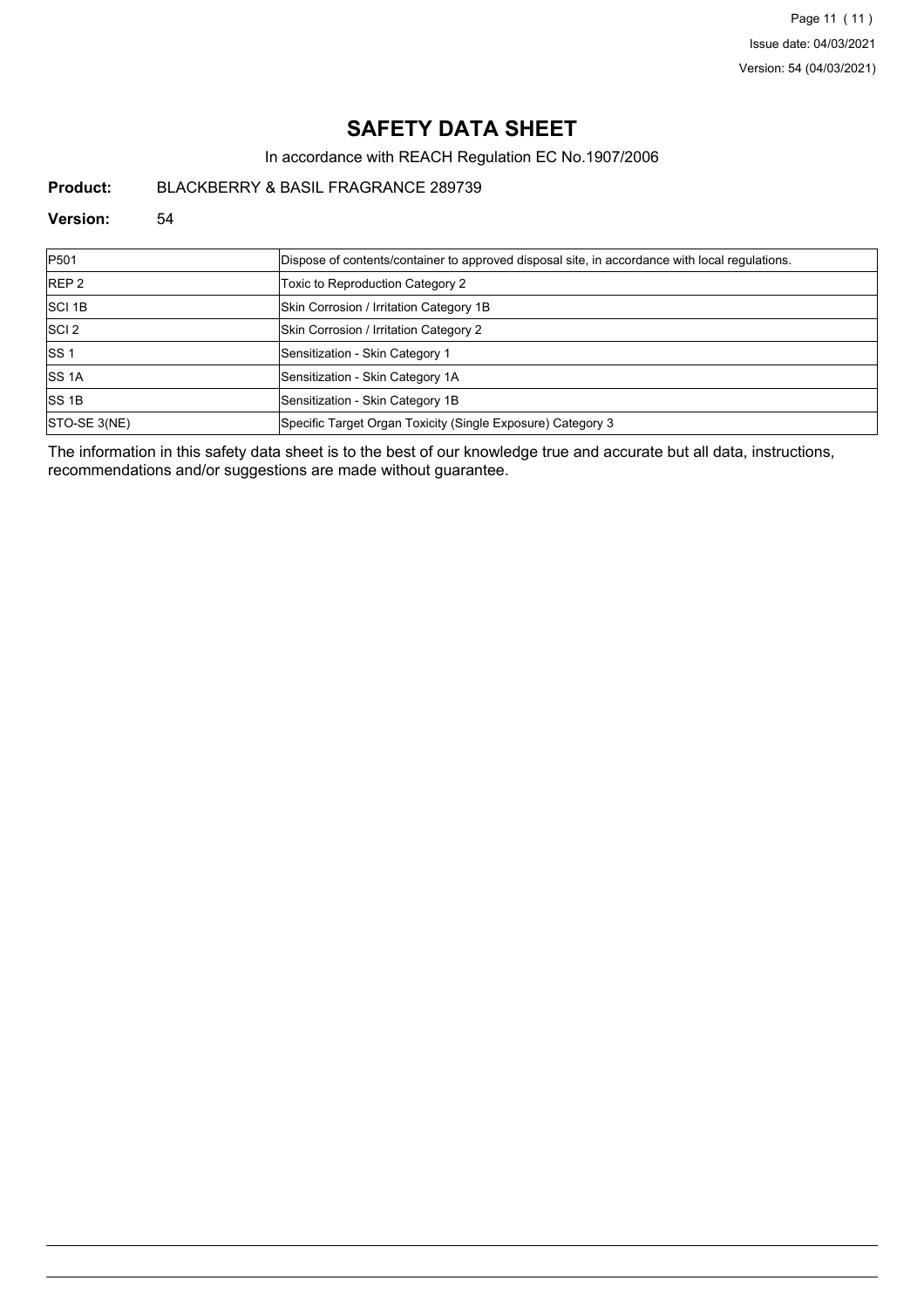# SAFETY DATA SHEET

In accordance with REACH Regulation EC No.1907/2006

**Product:** BLACKBERRY & BASIL FRAGRANCE 289739

**Version:** 54

| | |
|---|---|
| P501 | Dispose of contents/container to approved disposal site, in accordance with local regulations. |
| REP 2 | Toxic to Reproduction Category 2 |
| SCI 1B | Skin Corrosion / Irritation Category 1B |
| SCI 2 | Skin Corrosion / Irritation Category 2 |
| SS 1 | Sensitization - Skin Category 1 |
| SS 1A | Sensitization - Skin Category 1A |
| SS 1B | Sensitization - Skin Category 1B |
| STO-SE 3(NE) | Specific Target Organ Toxicity (Single Exposure) Category 3 |

The information in this safety data sheet is to the best of our knowledge true and accurate but all data, instructions, recommendations and/or suggestions are made without guarantee.